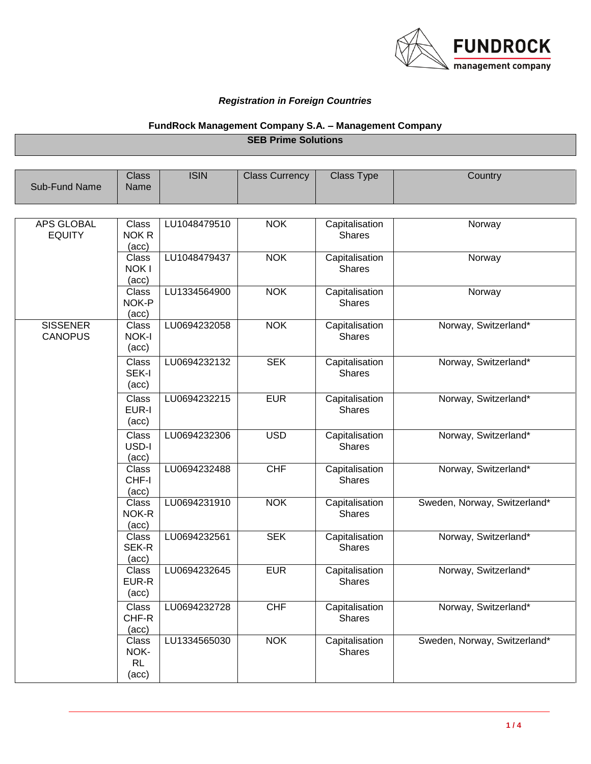*Registration in Foreign Countries*

**FundRock Management Company S.A. – Management Company**

**SEB Prime Solutions**

| Sub-Fund Name | Class Name | ISIN | Class Currency | Class Type | Country |
|---|---|---|---|---|---|
| APS GLOBAL EQUITY | Class NOK R (acc) | LU1048479510 | NOK | Capitalisation Shares | Norway |
| | Class NOK I (acc) | LU1048479437 | NOK | Capitalisation Shares | Norway |
| | Class NOK-P (acc) | LU1334564900 | NOK | Capitalisation Shares | Norway |
| SISSENER CANOPUS | Class NOK-I (acc) | LU0694232058 | NOK | Capitalisation Shares | Norway, Switzerland* |
| | Class SEK-I (acc) | LU0694232132 | SEK | Capitalisation Shares | Norway, Switzerland* |
| | Class EUR-I (acc) | LU0694232215 | EUR | Capitalisation Shares | Norway, Switzerland* |
| | Class USD-I (acc) | LU0694232306 | USD | Capitalisation Shares | Norway, Switzerland* |
| | Class CHF-I (acc) | LU0694232488 | CHF | Capitalisation Shares | Norway, Switzerland* |
| | Class NOK-R (acc) | LU0694231910 | NOK | Capitalisation Shares | Sweden, Norway, Switzerland* |
| | Class SEK-R (acc) | LU0694232561 | SEK | Capitalisation Shares | Norway, Switzerland* |
| | Class EUR-R (acc) | LU0694232645 | EUR | Capitalisation Shares | Norway, Switzerland* |
| | Class CHF-R (acc) | LU0694232728 | CHF | Capitalisation Shares | Norway, Switzerland* |
| | Class NOK-RL (acc) | LU1334565030 | NOK | Capitalisation Shares | Sweden, Norway, Switzerland* |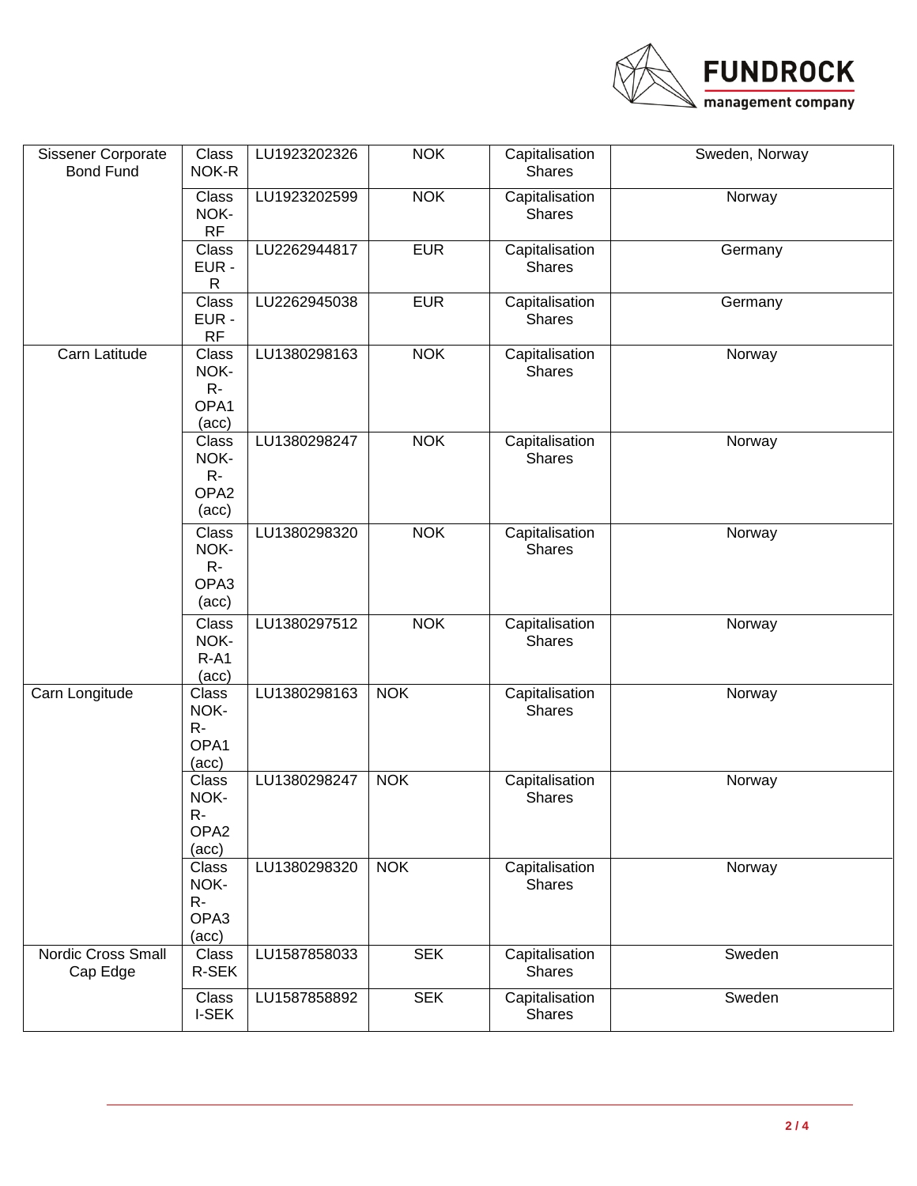| Sissener Corporate Bond Fund | Class NOK-R | LU1923202326 | NOK | Capitalisation Shares | Sweden, Norway |
|---|---|---|---|---|---|
| | Class NOK-RF | LU1923202599 | NOK | Capitalisation Shares | Norway |
| | Class EUR - R | LU2262944817 | EUR | Capitalisation Shares | Germany |
| | Class EUR - RF | LU2262945038 | EUR | Capitalisation Shares | Germany |
| Carn Latitude | Class NOK-R-OPA1 (acc) | LU1380298163 | NOK | Capitalisation Shares | Norway |
| | Class NOK-R-OPA2 (acc) | LU1380298247 | NOK | Capitalisation Shares | Norway |
| | Class NOK-R-OPA3 (acc) | LU1380298320 | NOK | Capitalisation Shares | Norway |
| | Class NOK-R-A1 (acc) | LU1380297512 | NOK | Capitalisation Shares | Norway |
| Carn Longitude | Class NOK-R-OPA1 (acc) | LU1380298163 | NOK | Capitalisation Shares | Norway |
| | Class NOK-R-OPA2 (acc) | LU1380298247 | NOK | Capitalisation Shares | Norway |
| | Class NOK-R-OPA3 (acc) | LU1380298320 | NOK | Capitalisation Shares | Norway |
| Nordic Cross Small Cap Edge | Class R-SEK | LU1587858033 | SEK | Capitalisation Shares | Sweden |
| | Class I-SEK | LU1587858892 | SEK | Capitalisation Shares | Sweden |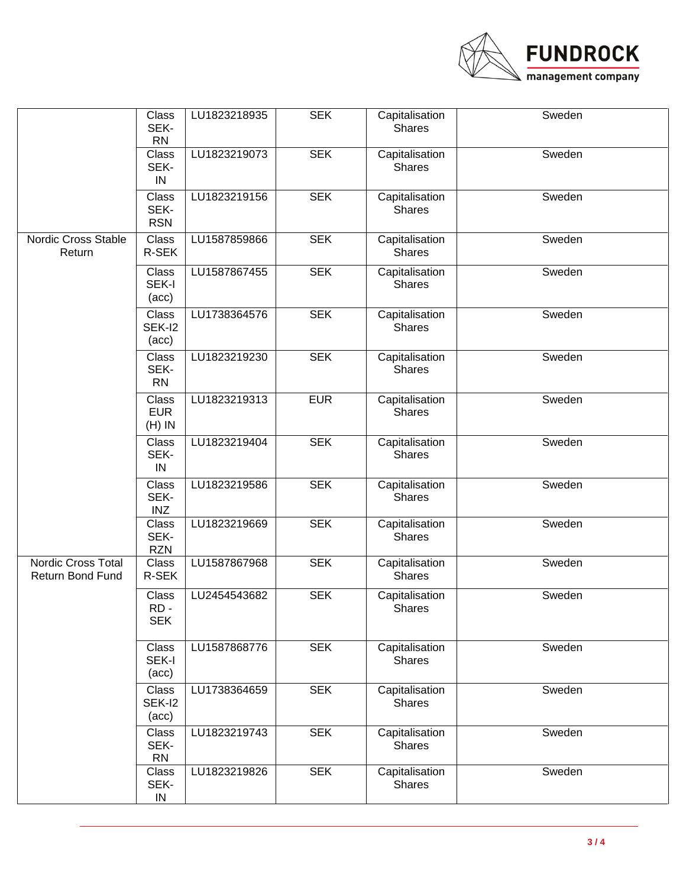| | | | | | |
|---|---|---|---|---|---|
| | Class SEK-RN | LU1823218935 | SEK | Capitalisation Shares | Sweden |
| | Class SEK-IN | LU1823219073 | SEK | Capitalisation Shares | Sweden |
| | Class SEK-RSN | LU1823219156 | SEK | Capitalisation Shares | Sweden |
| Nordic Cross Stable Return | Class R-SEK | LU1587859866 | SEK | Capitalisation Shares | Sweden |
| | Class SEK-I (acc) | LU1587867455 | SEK | Capitalisation Shares | Sweden |
| | Class SEK-I2 (acc) | LU1738364576 | SEK | Capitalisation Shares | Sweden |
| | Class SEK-RN | LU1823219230 | SEK | Capitalisation Shares | Sweden |
| | Class EUR (H) IN | LU1823219313 | EUR | Capitalisation Shares | Sweden |
| | Class SEK-IN | LU1823219404 | SEK | Capitalisation Shares | Sweden |
| | Class SEK-INZ | LU1823219586 | SEK | Capitalisation Shares | Sweden |
| | Class SEK-RZN | LU1823219669 | SEK | Capitalisation Shares | Sweden |
| Nordic Cross Total Return Bond Fund | Class R-SEK | LU1587867968 | SEK | Capitalisation Shares | Sweden |
| | Class RD - SEK | LU2454543682 | SEK | Capitalisation Shares | Sweden |
| | Class SEK-I (acc) | LU1587868776 | SEK | Capitalisation Shares | Sweden |
| | Class SEK-I2 (acc) | LU1738364659 | SEK | Capitalisation Shares | Sweden |
| | Class SEK-RN | LU1823219743 | SEK | Capitalisation Shares | Sweden |
| | Class SEK-IN | LU1823219826 | SEK | Capitalisation Shares | Sweden |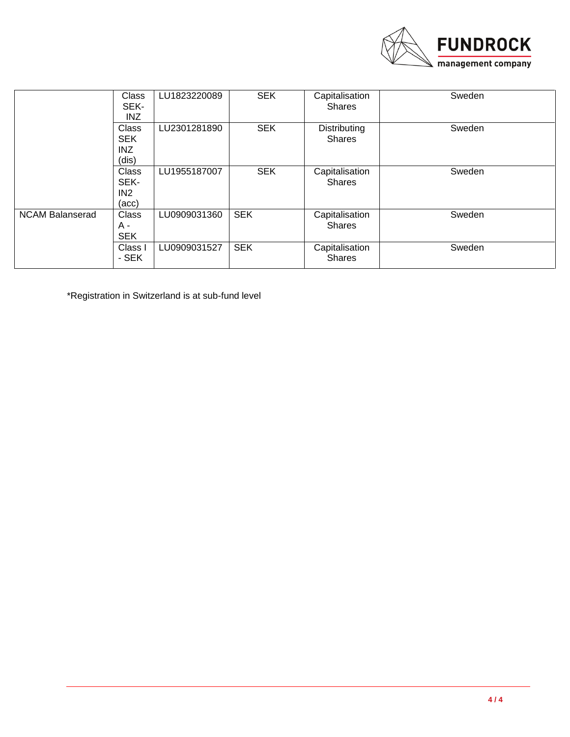| | | | | | |
|---|---|---|---|---|---|
| | Class SEK-INZ | LU1823220089 | SEK | Capitalisation Shares | Sweden |
| | Class SEK INZ (dis) | LU2301281890 | SEK | Distributing Shares | Sweden |
| | Class SEK-IN2 (acc) | LU1955187007 | SEK | Capitalisation Shares | Sweden |
| NCAM Balanserad | Class A - SEK | LU0909031360 | SEK | Capitalisation Shares | Sweden |
| | Class I - SEK | LU0909031527 | SEK | Capitalisation Shares | Sweden |

*Registration in Switzerland is at sub-fund level